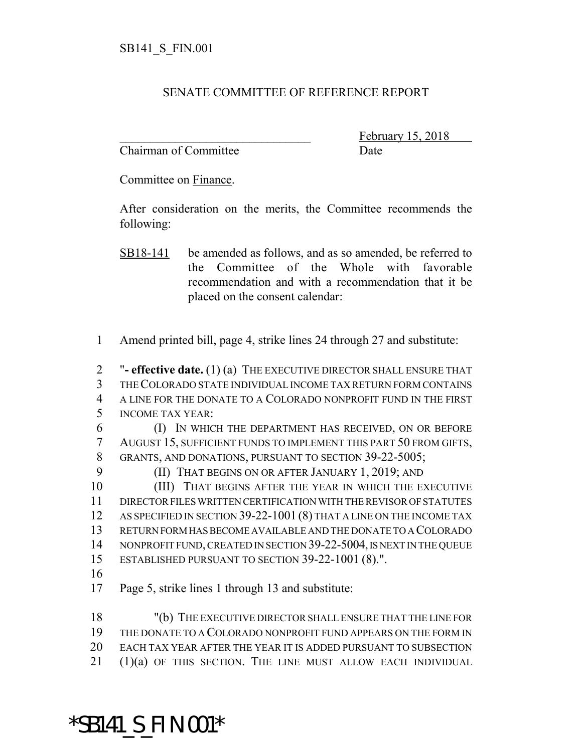SB141_S_FIN.001

# SENATE COMMITTEE OF REFERENCE REPORT

________________________________ February 15, 2018
Chairman of Committee Date

Committee on Finance.

After consideration on the merits, the Committee recommends the following:

SB18-141 be amended as follows, and as so amended, be referred to the Committee of the Whole with favorable recommendation and with a recommendation that it be placed on the consent calendar:

1 Amend printed bill, page 4, strike lines 24 through 27 and substitute:

2 "**- effective date.** (1) (a) THE EXECUTIVE DIRECTOR SHALL ENSURE THAT
3 THE COLORADO STATE INDIVIDUAL INCOME TAX RETURN FORM CONTAINS
4 A LINE FOR THE DONATE TO A COLORADO NONPROFIT FUND IN THE FIRST
5 INCOME TAX YEAR:
6 (I) IN WHICH THE DEPARTMENT HAS RECEIVED, ON OR BEFORE
7 AUGUST 15, SUFFICIENT FUNDS TO IMPLEMENT THIS PART 50 FROM GIFTS,
8 GRANTS, AND DONATIONS, PURSUANT TO SECTION 39-22-5005;
9 (II) THAT BEGINS ON OR AFTER JANUARY 1, 2019; AND
10 (III) THAT BEGINS AFTER THE YEAR IN WHICH THE EXECUTIVE
11 DIRECTOR FILES WRITTEN CERTIFICATION WITH THE REVISOR OF STATUTES
12 AS SPECIFIED IN SECTION 39-22-1001 (8) THAT A LINE ON THE INCOME TAX
13 RETURN FORM HAS BECOME AVAILABLE AND THE DONATE TO A COLORADO
14 NONPROFIT FUND, CREATED IN SECTION 39-22-5004, IS NEXT IN THE QUEUE
15 ESTABLISHED PURSUANT TO SECTION 39-22-1001 (8).".
16
17 Page 5, strike lines 1 through 13 and substitute:

18 "(b) THE EXECUTIVE DIRECTOR SHALL ENSURE THAT THE LINE FOR
19 THE DONATE TO A COLORADO NONPROFIT FUND APPEARS ON THE FORM IN
20 EACH TAX YEAR AFTER THE YEAR IT IS ADDED PURSUANT TO SUBSECTION
21 (1)(a) OF THIS SECTION. THE LINE MUST ALLOW EACH INDIVIDUAL

*SB141_S_FIN.001*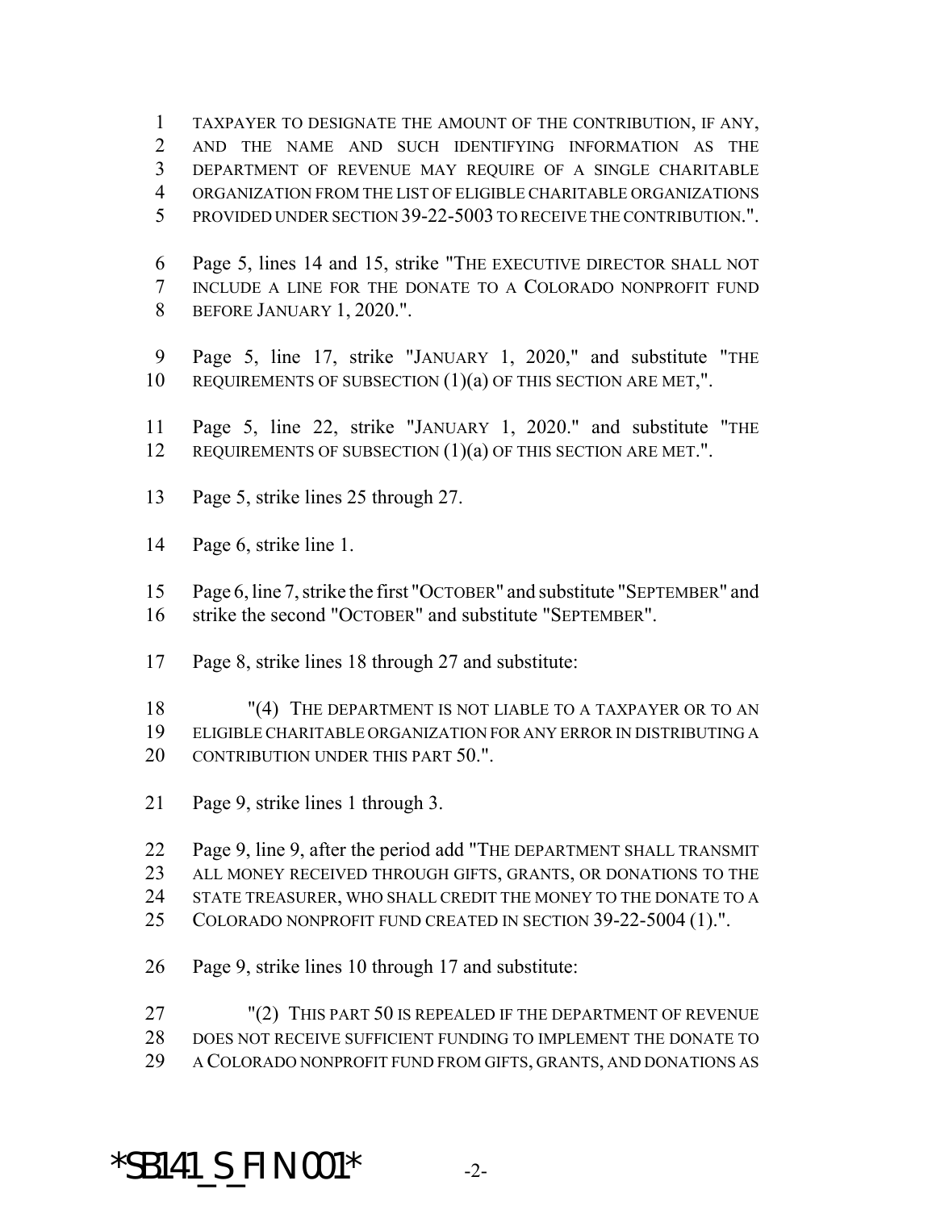TAXPAYER TO DESIGNATE THE AMOUNT OF THE CONTRIBUTION, IF ANY, AND THE NAME AND SUCH IDENTIFYING INFORMATION AS THE DEPARTMENT OF REVENUE MAY REQUIRE OF A SINGLE CHARITABLE ORGANIZATION FROM THE LIST OF ELIGIBLE CHARITABLE ORGANIZATIONS PROVIDED UNDER SECTION 39-22-5003 TO RECEIVE THE CONTRIBUTION.".

Page 5, lines 14 and 15, strike "THE EXECUTIVE DIRECTOR SHALL NOT INCLUDE A LINE FOR THE DONATE TO A COLORADO NONPROFIT FUND BEFORE JANUARY 1, 2020.".

Page 5, line 17, strike "JANUARY 1, 2020," and substitute "THE REQUIREMENTS OF SUBSECTION (1)(a) OF THIS SECTION ARE MET,".

Page 5, line 22, strike "JANUARY 1, 2020." and substitute "THE REQUIREMENTS OF SUBSECTION (1)(a) OF THIS SECTION ARE MET.".

Page 5, strike lines 25 through 27.

Page 6, strike line 1.

Page 6, line 7, strike the first "OCTOBER" and substitute "SEPTEMBER" and strike the second "OCTOBER" and substitute "SEPTEMBER".

Page 8, strike lines 18 through 27 and substitute:

"(4) THE DEPARTMENT IS NOT LIABLE TO A TAXPAYER OR TO AN ELIGIBLE CHARITABLE ORGANIZATION FOR ANY ERROR IN DISTRIBUTING A CONTRIBUTION UNDER THIS PART 50.".

Page 9, strike lines 1 through 3.

Page 9, line 9, after the period add "THE DEPARTMENT SHALL TRANSMIT ALL MONEY RECEIVED THROUGH GIFTS, GRANTS, OR DONATIONS TO THE STATE TREASURER, WHO SHALL CREDIT THE MONEY TO THE DONATE TO A COLORADO NONPROFIT FUND CREATED IN SECTION 39-22-5004 (1).".

Page 9, strike lines 10 through 17 and substitute:

"(2) THIS PART 50 IS REPEALED IF THE DEPARTMENT OF REVENUE DOES NOT RECEIVE SUFFICIENT FUNDING TO IMPLEMENT THE DONATE TO A COLORADO NONPROFIT FUND FROM GIFTS, GRANTS, AND DONATIONS AS

*SB141_S_FIN.001*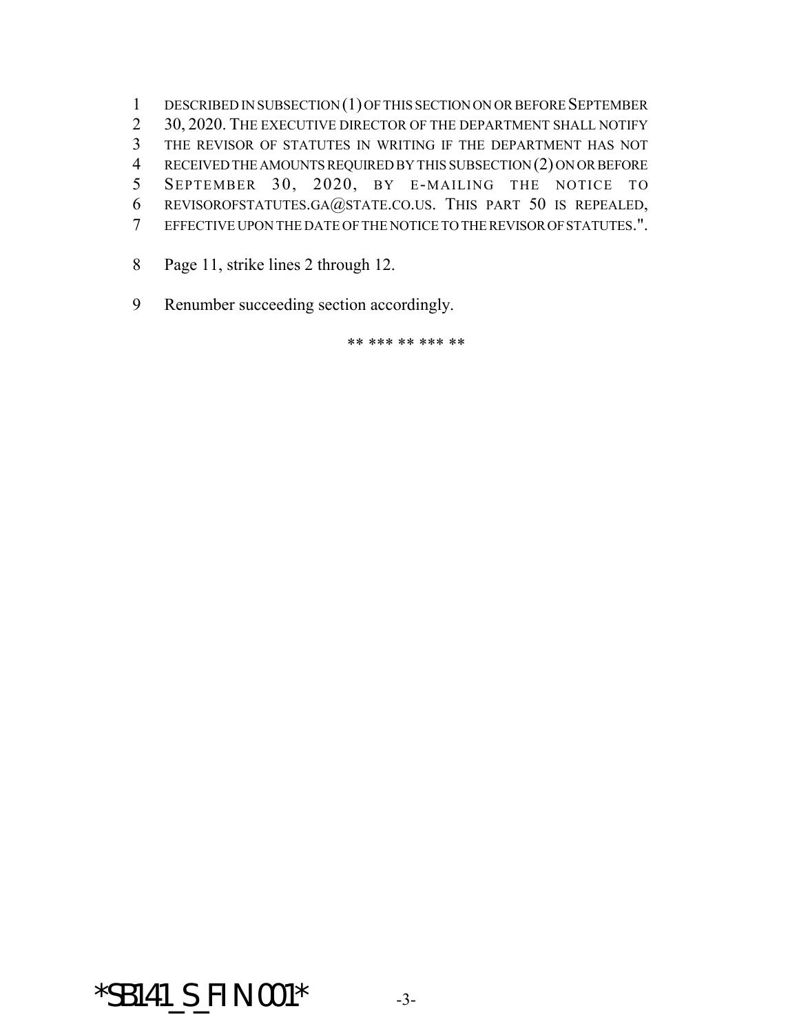1 DESCRIBED IN SUBSECTION (1) OF THIS SECTION ON OR BEFORE SEPTEMBER
2 30, 2020. THE EXECUTIVE DIRECTOR OF THE DEPARTMENT SHALL NOTIFY
3 THE REVISOR OF STATUTES IN WRITING IF THE DEPARTMENT HAS NOT
4 RECEIVED THE AMOUNTS REQUIRED BY THIS SUBSECTION (2) ON OR BEFORE
5 SEPTEMBER 30, 2020, BY E-MAILING THE NOTICE TO
6 REVISOROFSTATUTES.GA@STATE.CO.US. THIS PART 50 IS REPEALED,
7 EFFECTIVE UPON THE DATE OF THE NOTICE TO THE REVISOR OF STATUTES.".

8 Page 11, strike lines 2 through 12.

9 Renumber succeeding section accordingly.

** *** ** *** **

*SB141_S_FIN.001*